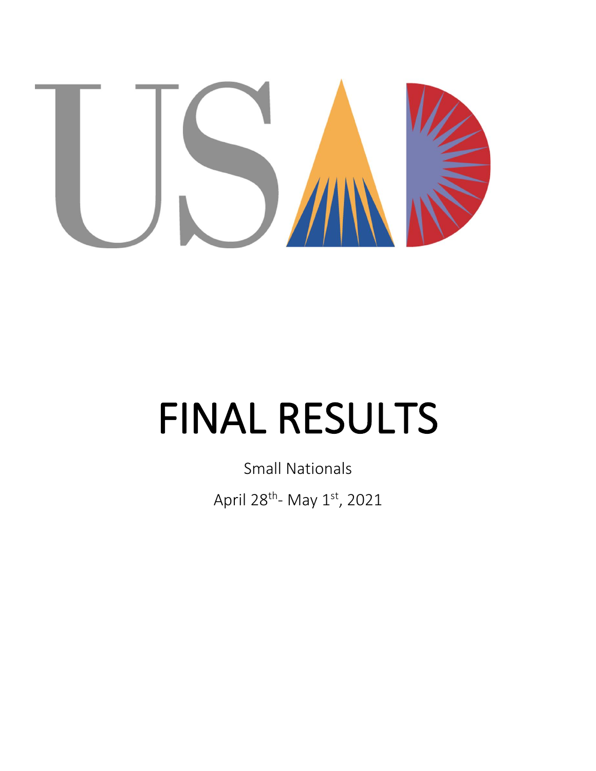USAD

# FINAL RESULTS

Small Nationals

April 28th- May 1st, 2021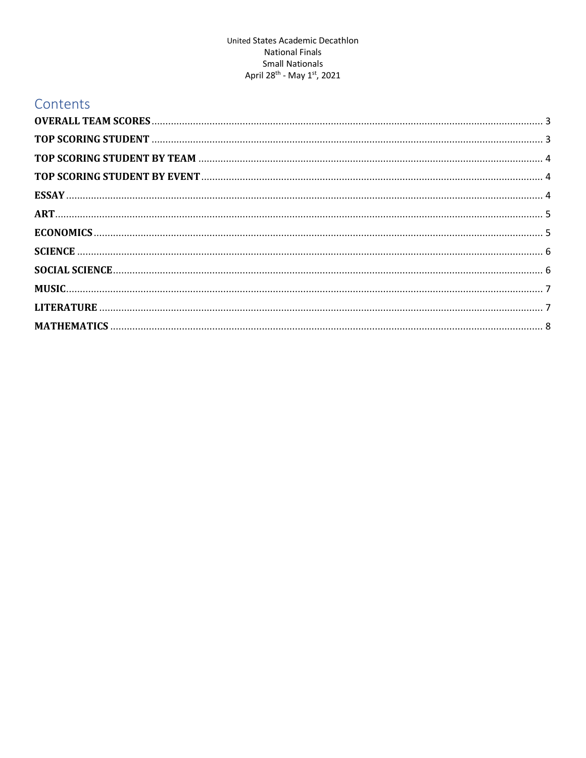United States Academic Decathlon
National Finals
Small Nationals
April 28th - May 1st, 2021

## Contents

**OVERALL TEAM SCORES** .......... 3
**TOP SCORING STUDENT** .......... 3
**TOP SCORING STUDENT BY TEAM** .......... 4
**TOP SCORING STUDENT BY EVENT** .......... 4
**ESSAY** .......... 4
**ART** .......... 5
**ECONOMICS** .......... 5
**SCIENCE** .......... 6
**SOCIAL SCIENCE** .......... 6
**MUSIC** .......... 7
**LITERATURE** .......... 7
**MATHEMATICS** .......... 8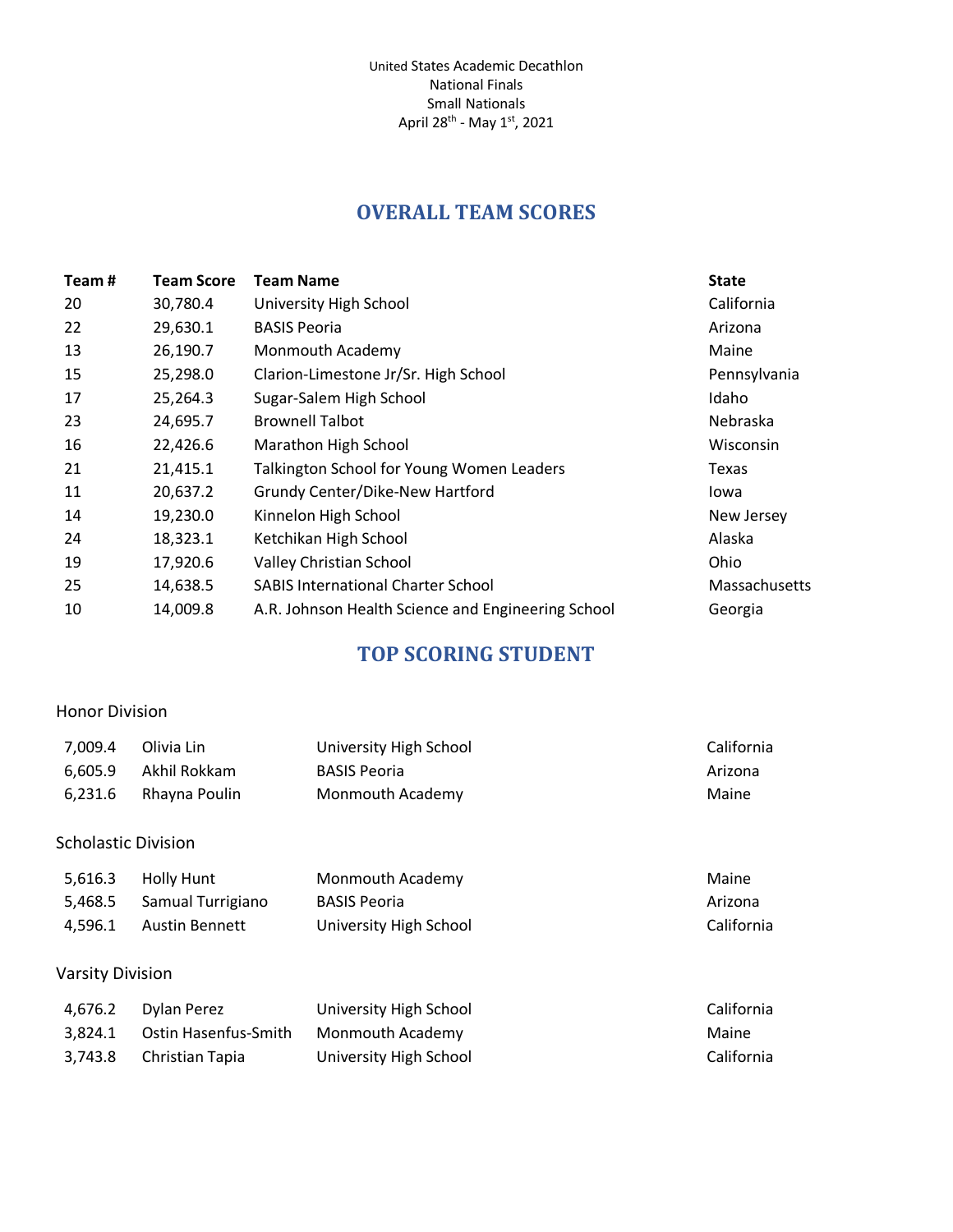United States Academic Decathlon
National Finals
Small Nationals
April 28th - May 1st, 2021

## OVERALL TEAM SCORES

| Team # | Team Score | Team Name | State |
|---|---|---|---|
| 20 | 30,780.4 | University High School | California |
| 22 | 29,630.1 | BASIS Peoria | Arizona |
| 13 | 26,190.7 | Monmouth Academy | Maine |
| 15 | 25,298.0 | Clarion-Limestone Jr/Sr. High School | Pennsylvania |
| 17 | 25,264.3 | Sugar-Salem High School | Idaho |
| 23 | 24,695.7 | Brownell Talbot | Nebraska |
| 16 | 22,426.6 | Marathon High School | Wisconsin |
| 21 | 21,415.1 | Talkington School for Young Women Leaders | Texas |
| 11 | 20,637.2 | Grundy Center/Dike-New Hartford | Iowa |
| 14 | 19,230.0 | Kinnelon High School | New Jersey |
| 24 | 18,323.1 | Ketchikan High School | Alaska |
| 19 | 17,920.6 | Valley Christian School | Ohio |
| 25 | 14,638.5 | SABIS International Charter School | Massachusetts |
| 10 | 14,009.8 | A.R. Johnson Health Science and Engineering School | Georgia |

## TOP SCORING STUDENT

### Honor Division

| Score | Name | School | State |
|---|---|---|---|
| 7,009.4 | Olivia Lin | University High School | California |
| 6,605.9 | Akhil Rokkam | BASIS Peoria | Arizona |
| 6,231.6 | Rhayna Poulin | Monmouth Academy | Maine |

### Scholastic Division

| Score | Name | School | State |
|---|---|---|---|
| 5,616.3 | Holly Hunt | Monmouth Academy | Maine |
| 5,468.5 | Samual Turrigiano | BASIS Peoria | Arizona |
| 4,596.1 | Austin Bennett | University High School | California |

### Varsity Division

| Score | Name | School | State |
|---|---|---|---|
| 4,676.2 | Dylan Perez | University High School | California |
| 3,824.1 | Ostin Hasenfus-Smith | Monmouth Academy | Maine |
| 3,743.8 | Christian Tapia | University High School | California |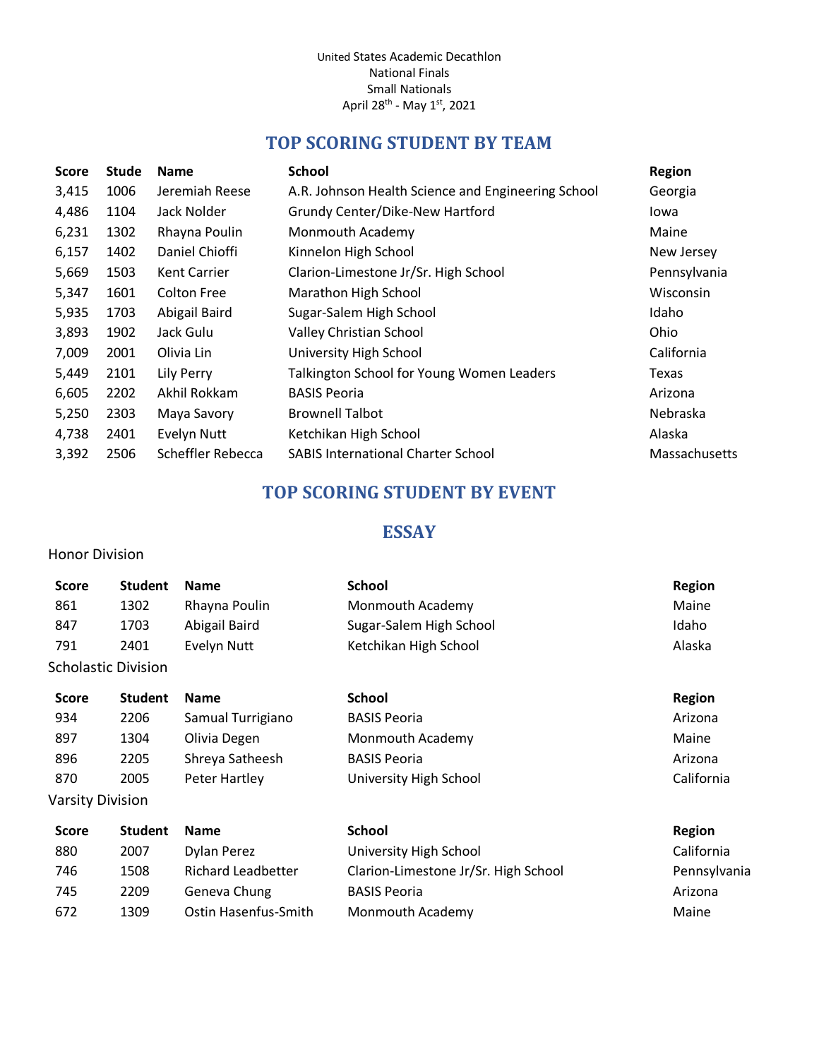United States Academic Decathlon
National Finals
Small Nationals
April 28th - May 1st, 2021

## TOP SCORING STUDENT BY TEAM

| Score | Stude | Name | School | Region |
|---|---|---|---|---|
| 3,415 | 1006 | Jeremiah Reese | A.R. Johnson Health Science and Engineering School | Georgia |
| 4,486 | 1104 | Jack Nolder | Grundy Center/Dike-New Hartford | Iowa |
| 6,231 | 1302 | Rhayna Poulin | Monmouth Academy | Maine |
| 6,157 | 1402 | Daniel Chioffi | Kinnelon High School | New Jersey |
| 5,669 | 1503 | Kent Carrier | Clarion-Limestone Jr/Sr. High School | Pennsylvania |
| 5,347 | 1601 | Colton Free | Marathon High School | Wisconsin |
| 5,935 | 1703 | Abigail Baird | Sugar-Salem High School | Idaho |
| 3,893 | 1902 | Jack Gulu | Valley Christian School | Ohio |
| 7,009 | 2001 | Olivia Lin | University High School | California |
| 5,449 | 2101 | Lily Perry | Talkington School for Young Women Leaders | Texas |
| 6,605 | 2202 | Akhil Rokkam | BASIS Peoria | Arizona |
| 5,250 | 2303 | Maya Savory | Brownell Talbot | Nebraska |
| 4,738 | 2401 | Evelyn Nutt | Ketchikan High School | Alaska |
| 3,392 | 2506 | Scheffler Rebecca | SABIS International Charter School | Massachusetts |

## TOP SCORING STUDENT BY EVENT

### ESSAY

Honor Division

| Score | Student | Name | School | Region |
|---|---|---|---|---|
| 861 | 1302 | Rhayna Poulin | Monmouth Academy | Maine |
| 847 | 1703 | Abigail Baird | Sugar-Salem High School | Idaho |
| 791 | 2401 | Evelyn Nutt | Ketchikan High School | Alaska |

Scholastic Division

| Score | Student | Name | School | Region |
|---|---|---|---|---|
| 934 | 2206 | Samual Turrigiano | BASIS Peoria | Arizona |
| 897 | 1304 | Olivia Degen | Monmouth Academy | Maine |
| 896 | 2205 | Shreya Satheesh | BASIS Peoria | Arizona |
| 870 | 2005 | Peter Hartley | University High School | California |

Varsity Division

| Score | Student | Name | School | Region |
|---|---|---|---|---|
| 880 | 2007 | Dylan Perez | University High School | California |
| 746 | 1508 | Richard Leadbetter | Clarion-Limestone Jr/Sr. High School | Pennsylvania |
| 745 | 2209 | Geneva Chung | BASIS Peoria | Arizona |
| 672 | 1309 | Ostin Hasenfus-Smith | Monmouth Academy | Maine |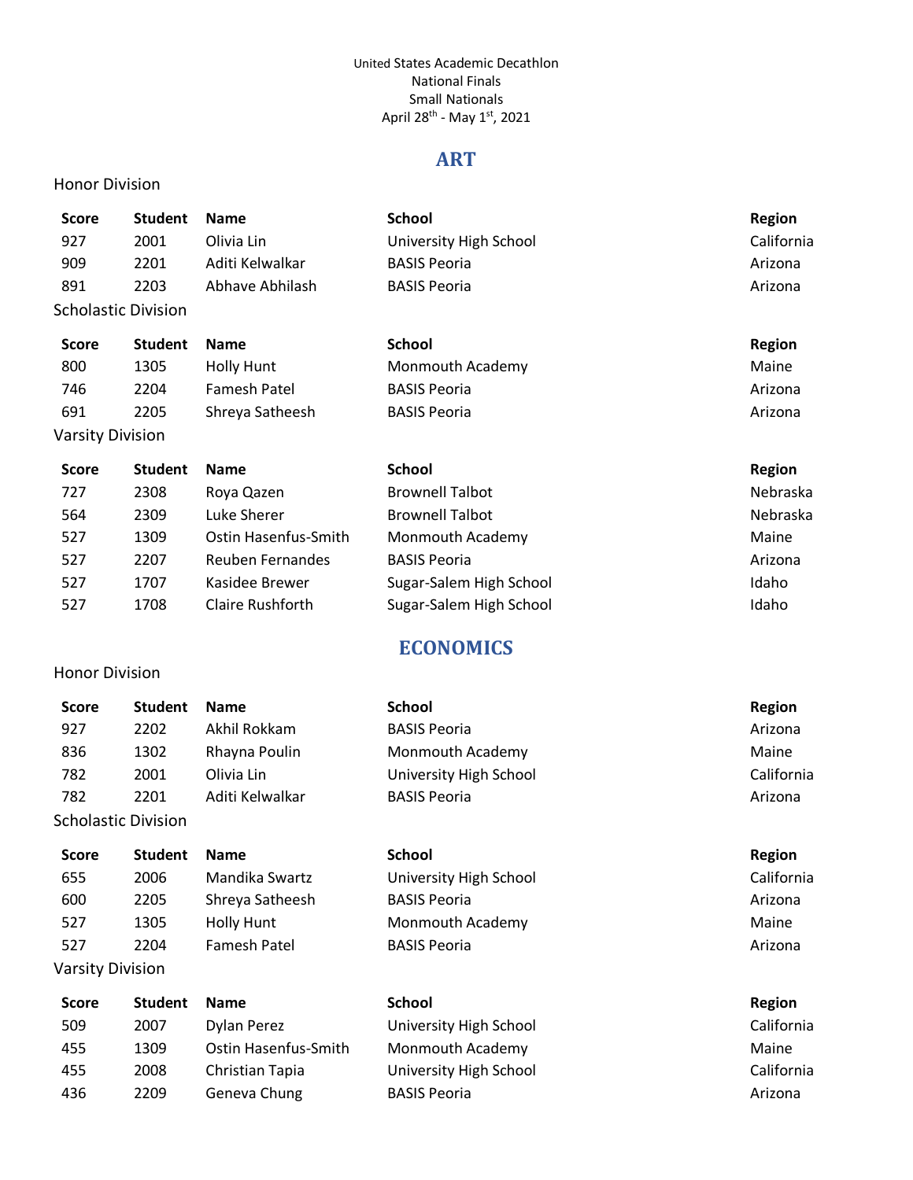United States Academic Decathlon
National Finals
Small Nationals
April 28th - May 1st, 2021

## ART

Honor Division

| Score | Student | Name | School | Region |
|---|---|---|---|---|
| 927 | 2001 | Olivia Lin | University High School | California |
| 909 | 2201 | Aditi Kelwalkar | BASIS Peoria | Arizona |
| 891 | 2203 | Abhave Abhilash | BASIS Peoria | Arizona |

Scholastic Division

| Score | Student | Name | School | Region |
|---|---|---|---|---|
| 800 | 1305 | Holly Hunt | Monmouth Academy | Maine |
| 746 | 2204 | Famesh Patel | BASIS Peoria | Arizona |
| 691 | 2205 | Shreya Satheesh | BASIS Peoria | Arizona |

Varsity Division

| Score | Student | Name | School | Region |
|---|---|---|---|---|
| 727 | 2308 | Roya Qazen | Brownell Talbot | Nebraska |
| 564 | 2309 | Luke Sherer | Brownell Talbot | Nebraska |
| 527 | 1309 | Ostin Hasenfus-Smith | Monmouth Academy | Maine |
| 527 | 2207 | Reuben Fernandes | BASIS Peoria | Arizona |
| 527 | 1707 | Kasidee Brewer | Sugar-Salem High School | Idaho |
| 527 | 1708 | Claire Rushforth | Sugar-Salem High School | Idaho |

## ECONOMICS

Honor Division

| Score | Student | Name | School | Region |
|---|---|---|---|---|
| 927 | 2202 | Akhil Rokkam | BASIS Peoria | Arizona |
| 836 | 1302 | Rhayna Poulin | Monmouth Academy | Maine |
| 782 | 2001 | Olivia Lin | University High School | California |
| 782 | 2201 | Aditi Kelwalkar | BASIS Peoria | Arizona |

Scholastic Division

| Score | Student | Name | School | Region |
|---|---|---|---|---|
| 655 | 2006 | Mandika Swartz | University High School | California |
| 600 | 2205 | Shreya Satheesh | BASIS Peoria | Arizona |
| 527 | 1305 | Holly Hunt | Monmouth Academy | Maine |
| 527 | 2204 | Famesh Patel | BASIS Peoria | Arizona |

Varsity Division

| Score | Student | Name | School | Region |
|---|---|---|---|---|
| 509 | 2007 | Dylan Perez | University High School | California |
| 455 | 1309 | Ostin Hasenfus-Smith | Monmouth Academy | Maine |
| 455 | 2008 | Christian Tapia | University High School | California |
| 436 | 2209 | Geneva Chung | BASIS Peoria | Arizona |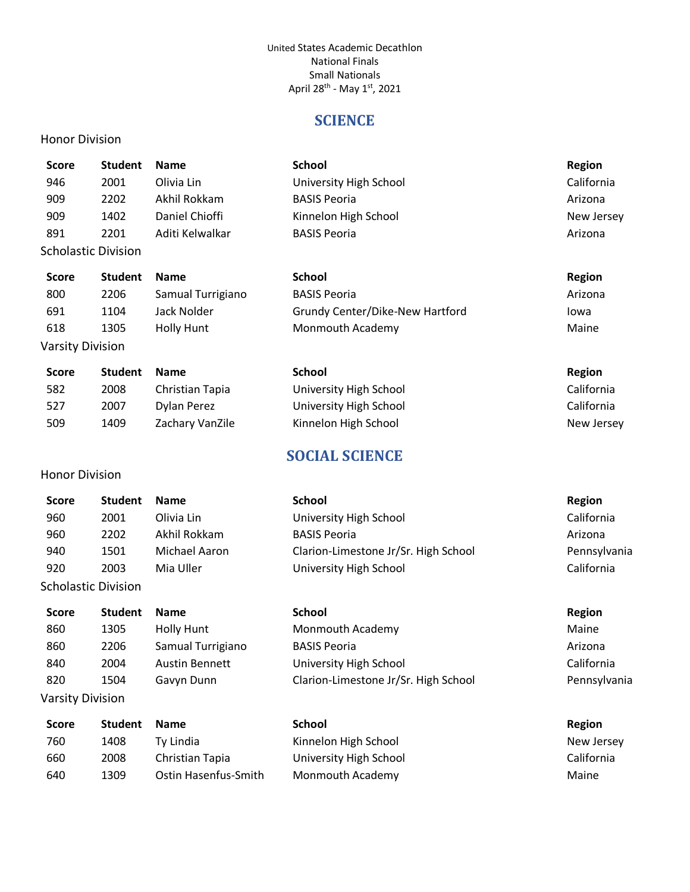United States Academic Decathlon
National Finals
Small Nationals
April 28th - May 1st, 2021

## SCIENCE

### Honor Division

| Score | Student | Name | School | Region |
|---|---|---|---|---|
| 946 | 2001 | Olivia Lin | University High School | California |
| 909 | 2202 | Akhil Rokkam | BASIS Peoria | Arizona |
| 909 | 1402 | Daniel Chioffi | Kinnelon High School | New Jersey |
| 891 | 2201 | Aditi Kelwalkar | BASIS Peoria | Arizona |

### Scholastic Division

| Score | Student | Name | School | Region |
|---|---|---|---|---|
| 800 | 2206 | Samual Turrigiano | BASIS Peoria | Arizona |
| 691 | 1104 | Jack Nolder | Grundy Center/Dike-New Hartford | Iowa |
| 618 | 1305 | Holly Hunt | Monmouth Academy | Maine |

### Varsity Division

| Score | Student | Name | School | Region |
|---|---|---|---|---|
| 582 | 2008 | Christian Tapia | University High School | California |
| 527 | 2007 | Dylan Perez | University High School | California |
| 509 | 1409 | Zachary VanZile | Kinnelon High School | New Jersey |

## SOCIAL SCIENCE

### Honor Division

| Score | Student | Name | School | Region |
|---|---|---|---|---|
| 960 | 2001 | Olivia Lin | University High School | California |
| 960 | 2202 | Akhil Rokkam | BASIS Peoria | Arizona |
| 940 | 1501 | Michael Aaron | Clarion-Limestone Jr/Sr. High School | Pennsylvania |
| 920 | 2003 | Mia Uller | University High School | California |

### Scholastic Division

| Score | Student | Name | School | Region |
|---|---|---|---|---|
| 860 | 1305 | Holly Hunt | Monmouth Academy | Maine |
| 860 | 2206 | Samual Turrigiano | BASIS Peoria | Arizona |
| 840 | 2004 | Austin Bennett | University High School | California |
| 820 | 1504 | Gavyn Dunn | Clarion-Limestone Jr/Sr. High School | Pennsylvania |

### Varsity Division

| Score | Student | Name | School | Region |
|---|---|---|---|---|
| 760 | 1408 | Ty Lindia | Kinnelon High School | New Jersey |
| 660 | 2008 | Christian Tapia | University High School | California |
| 640 | 1309 | Ostin Hasenfus-Smith | Monmouth Academy | Maine |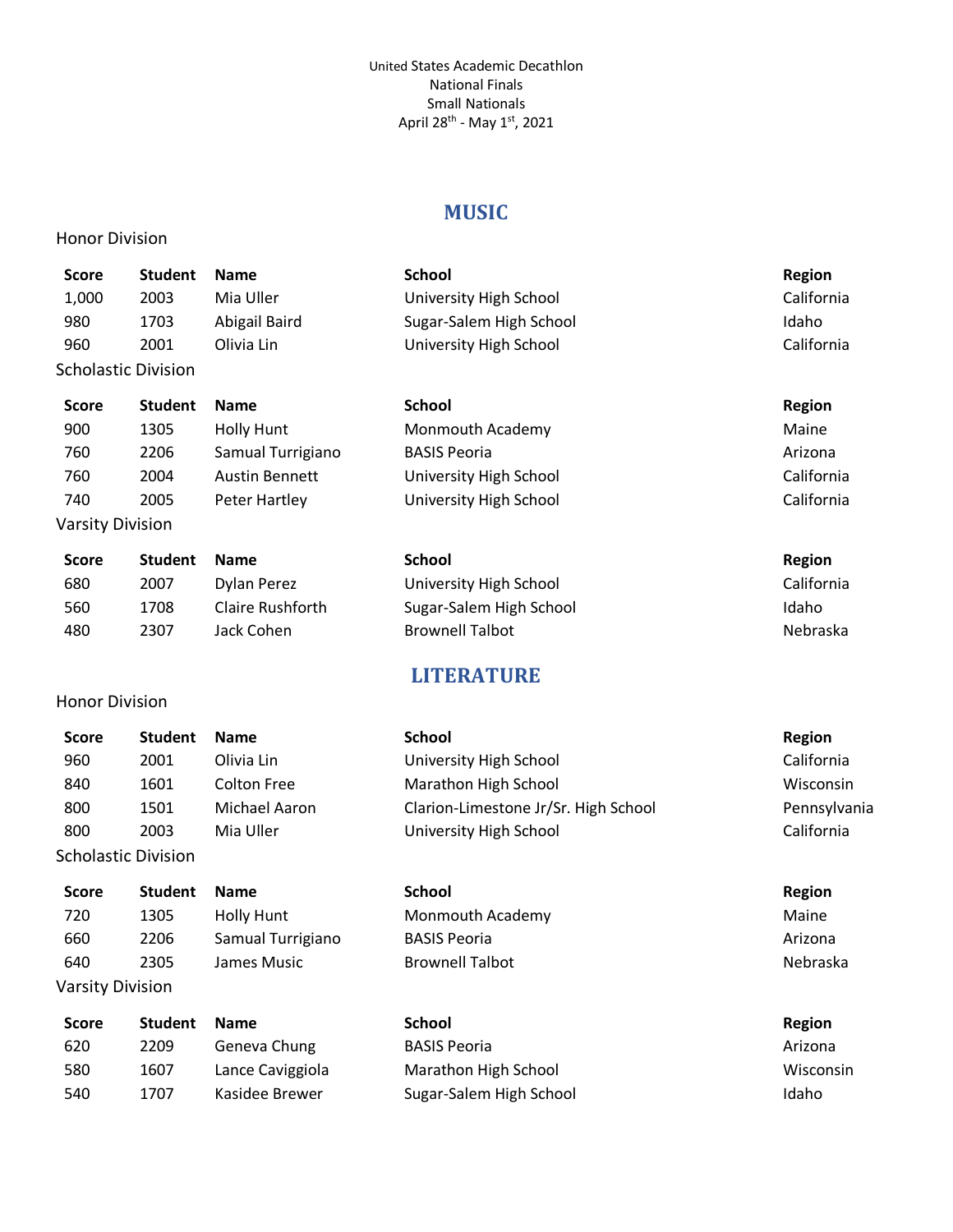United States Academic Decathlon
National Finals
Small Nationals
April 28th - May 1st, 2021

## MUSIC

Honor Division

| Score | Student | Name | School | Region |
|---|---|---|---|---|
| 1,000 | 2003 | Mia Uller | University High School | California |
| 980 | 1703 | Abigail Baird | Sugar-Salem High School | Idaho |
| 960 | 2001 | Olivia Lin | University High School | California |

Scholastic Division

| Score | Student | Name | School | Region |
|---|---|---|---|---|
| 900 | 1305 | Holly Hunt | Monmouth Academy | Maine |
| 760 | 2206 | Samual Turrigiano | BASIS Peoria | Arizona |
| 760 | 2004 | Austin Bennett | University High School | California |
| 740 | 2005 | Peter Hartley | University High School | California |

Varsity Division

| Score | Student | Name | School | Region |
|---|---|---|---|---|
| 680 | 2007 | Dylan Perez | University High School | California |
| 560 | 1708 | Claire Rushforth | Sugar-Salem High School | Idaho |
| 480 | 2307 | Jack Cohen | Brownell Talbot | Nebraska |

## LITERATURE

Honor Division

| Score | Student | Name | School | Region |
|---|---|---|---|---|
| 960 | 2001 | Olivia Lin | University High School | California |
| 840 | 1601 | Colton Free | Marathon High School | Wisconsin |
| 800 | 1501 | Michael Aaron | Clarion-Limestone Jr/Sr. High School | Pennsylvania |
| 800 | 2003 | Mia Uller | University High School | California |

Scholastic Division

| Score | Student | Name | School | Region |
|---|---|---|---|---|
| 720 | 1305 | Holly Hunt | Monmouth Academy | Maine |
| 660 | 2206 | Samual Turrigiano | BASIS Peoria | Arizona |
| 640 | 2305 | James Music | Brownell Talbot | Nebraska |

Varsity Division

| Score | Student | Name | School | Region |
|---|---|---|---|---|
| 620 | 2209 | Geneva Chung | BASIS Peoria | Arizona |
| 580 | 1607 | Lance Caviggiola | Marathon High School | Wisconsin |
| 540 | 1707 | Kasidee Brewer | Sugar-Salem High School | Idaho |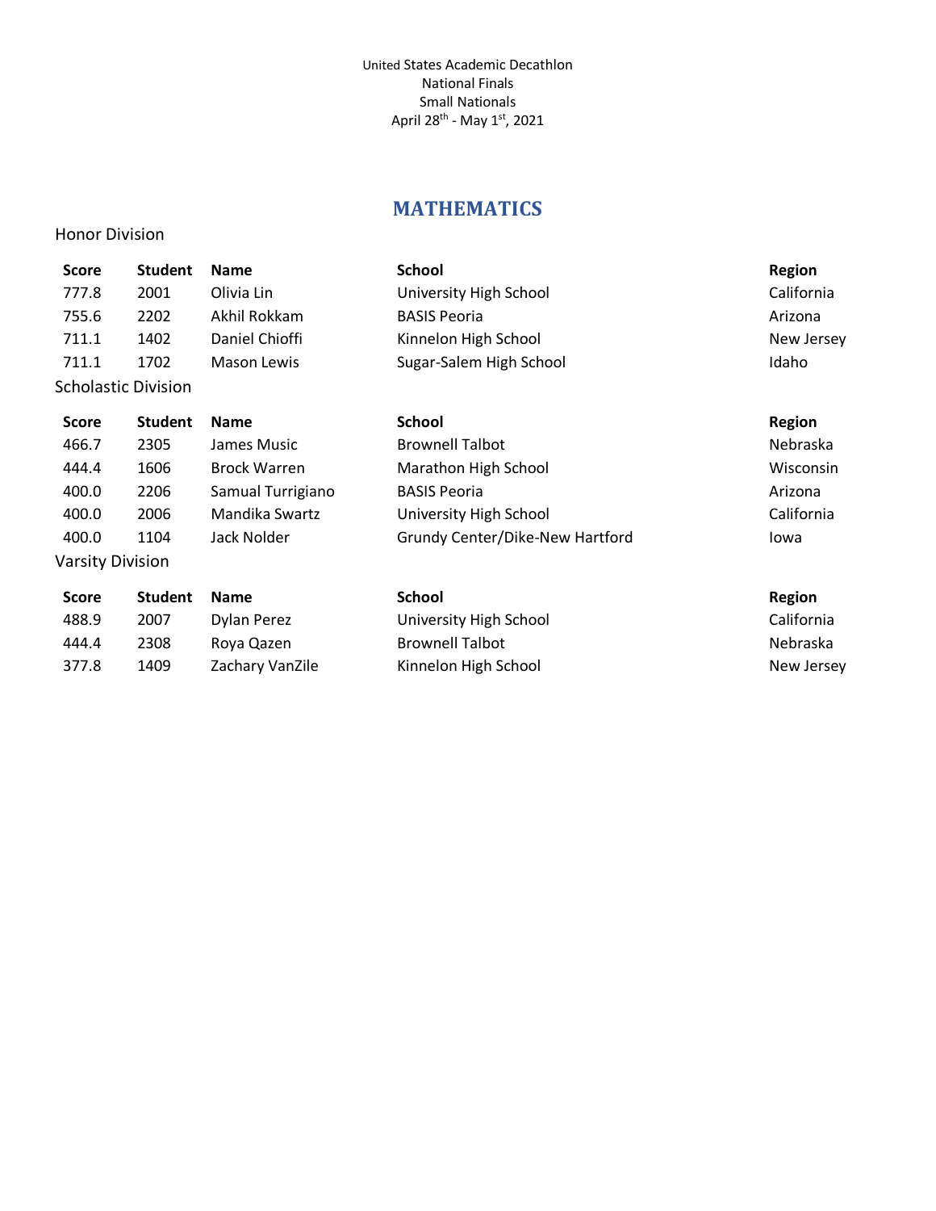United States Academic Decathlon
National Finals
Small Nationals
April 28th - May 1st, 2021

## MATHEMATICS

Honor Division

| Score | Student | Name | School | Region |
|---|---|---|---|---|
| 777.8 | 2001 | Olivia Lin | University High School | California |
| 755.6 | 2202 | Akhil Rokkam | BASIS Peoria | Arizona |
| 711.1 | 1402 | Daniel Chioffi | Kinnelon High School | New Jersey |
| 711.1 | 1702 | Mason Lewis | Sugar-Salem High School | Idaho |

Scholastic Division

| Score | Student | Name | School | Region |
|---|---|---|---|---|
| 466.7 | 2305 | James Music | Brownell Talbot | Nebraska |
| 444.4 | 1606 | Brock Warren | Marathon High School | Wisconsin |
| 400.0 | 2206 | Samual Turrigiano | BASIS Peoria | Arizona |
| 400.0 | 2006 | Mandika Swartz | University High School | California |
| 400.0 | 1104 | Jack Nolder | Grundy Center/Dike-New Hartford | Iowa |

Varsity Division

| Score | Student | Name | School | Region |
|---|---|---|---|---|
| 488.9 | 2007 | Dylan Perez | University High School | California |
| 444.4 | 2308 | Roya Qazen | Brownell Talbot | Nebraska |
| 377.8 | 1409 | Zachary VanZile | Kinnelon High School | New Jersey |